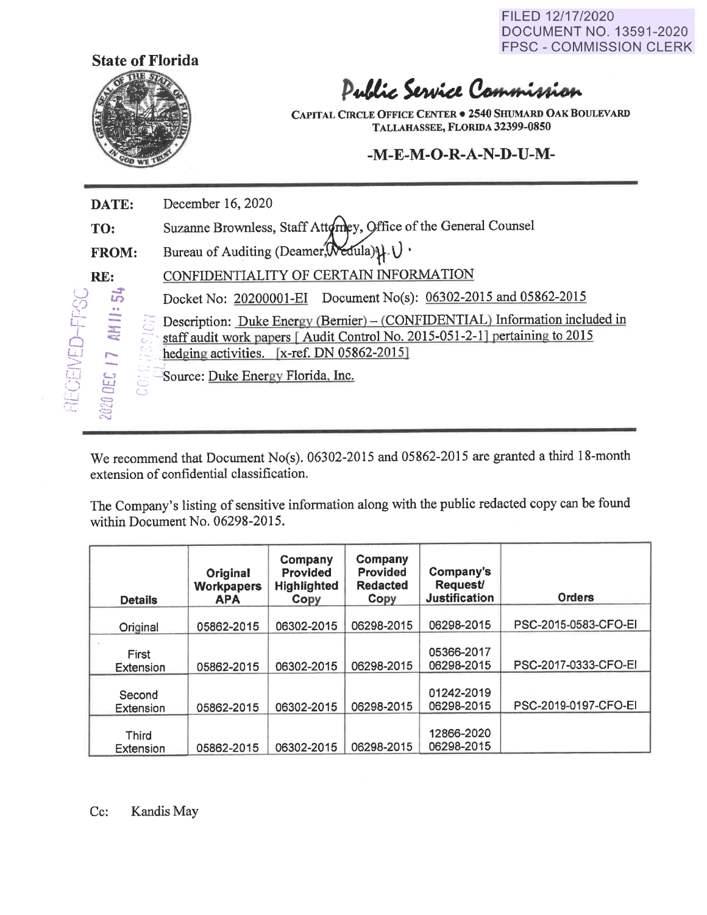FILED 12/17/2020
DOCUMENT NO. 13591-2020
FPSC - COMMISSION CLERK

**State of Florida**

# Public Service Commission

**CAPITAL CIRCLE OFFICE CENTER • 2540 SHUMARD OAK BOULEVARD**
**TALLAHASSEE, FLORIDA 32399-0850**

## -M-E-M-O-R-A-N-D-U-M-

RECEIVED-FPSC 2020 DEC 17 AM 11:54 COMMISSION CLERK

**DATE:** December 16, 2020

**TO:** Suzanne Brownless, Staff Attorney, Office of the General Counsel

**FROM:** Bureau of Auditing (Deamer, Vedula)

**RE:** CONFIDENTIALITY OF CERTAIN INFORMATION

Docket No: 20200001-EI Document No(s): 06302-2015 and 05862-2015

Description: Duke Energy (Bernier) – (CONFIDENTIAL) Information included in staff audit work papers [ Audit Control No. 2015-051-2-1] pertaining to 2015 hedging activities. [x-ref. DN 05862-2015]

Source: Duke Energy Florida, Inc.

We recommend that Document No(s). 06302-2015 and 05862-2015 are granted a third 18-month extension of confidential classification.

The Company's listing of sensitive information along with the public redacted copy can be found within Document No. 06298-2015.

| Details | Original Workpapers APA | Company Provided Highlighted Copy | Company Provided Redacted Copy | Company's Request/ Justification | Orders |
|---|---|---|---|---|---|
| Original | 05862-2015 | 06302-2015 | 06298-2015 | 06298-2015 | PSC-2015-0583-CFO-EI |
| First Extension | 05862-2015 | 06302-2015 | 06298-2015 | 05366-2017<br>06298-2015 | PSC-2017-0333-CFO-EI |
| Second Extension | 05862-2015 | 06302-2015 | 06298-2015 | 01242-2019<br>06298-2015 | PSC-2019-0197-CFO-EI |
| Third Extension | 05862-2015 | 06302-2015 | 06298-2015 | 12866-2020<br>06298-2015 | |

Cc: Kandis May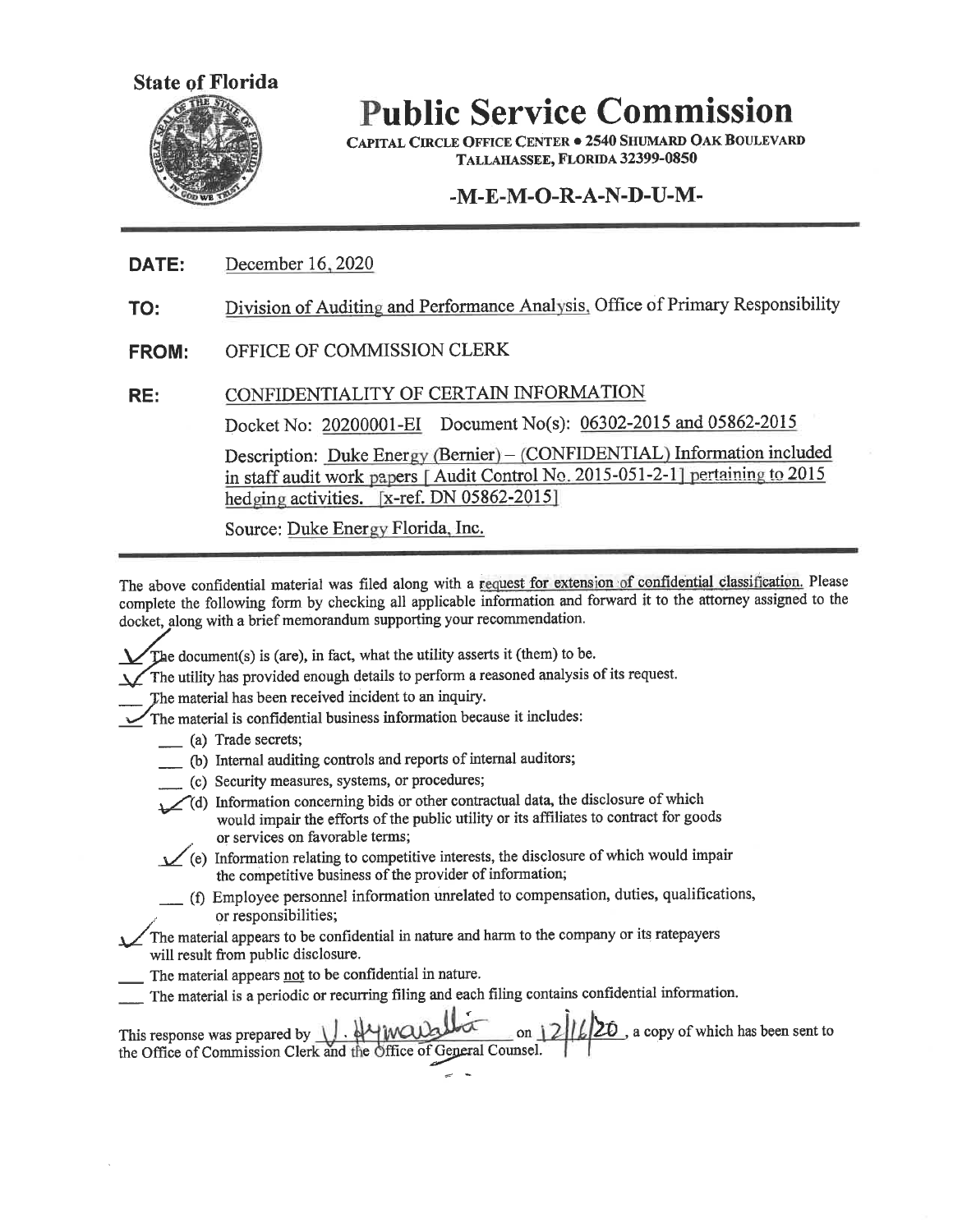State of Florida

# Public Service Commission

CAPITAL CIRCLE OFFICE CENTER • 2540 SHUMARD OAK BOULEVARD
TALLAHASSEE, FLORIDA 32399-0850

## -M-E-M-O-R-A-N-D-U-M-

**DATE:** December 16, 2020

**TO:** Division of Auditing and Performance Analysis, Office of Primary Responsibility

**FROM:** OFFICE OF COMMISSION CLERK

**RE:** CONFIDENTIALITY OF CERTAIN INFORMATION

Docket No: 20200001-EI Document No(s): 06302-2015 and 05862-2015

Description: Duke Energy (Bernier) – (CONFIDENTIAL) Information included in staff audit work papers [ Audit Control No. 2015-051-2-1] pertaining to 2015 hedging activities. [x-ref. DN 05862-2015]

Source: Duke Energy Florida, Inc.

---

The above confidential material was filed along with a request for extension of confidential classification. Please complete the following form by checking all applicable information and forward it to the attorney assigned to the docket, along with a brief memorandum supporting your recommendation.

✓ The document(s) is (are), in fact, what the utility asserts it (them) to be.

✓ The utility has provided enough details to perform a reasoned analysis of its request.

___ The material has been received incident to an inquiry.

✓ The material is confidential business information because it includes:

- ___ (a) Trade secrets;
- ___ (b) Internal auditing controls and reports of internal auditors;
- ___ (c) Security measures, systems, or procedures;
- ✓ (d) Information concerning bids or other contractual data, the disclosure of which would impair the efforts of the public utility or its affiliates to contract for goods or services on favorable terms;
- ✓ (e) Information relating to competitive interests, the disclosure of which would impair the competitive business of the provider of information;
- ___ (f) Employee personnel information unrelated to compensation, duties, qualifications, or responsibilities;

✓ The material appears to be confidential in nature and harm to the company or its ratepayers will result from public disclosure.

___ The material appears not to be confidential in nature.

___ The material is a periodic or recurring filing and each filing contains confidential information.

This response was prepared by V. Hymavathi on 12/16/20, a copy of which has been sent to the Office of Commission Clerk and the Office of General Counsel.